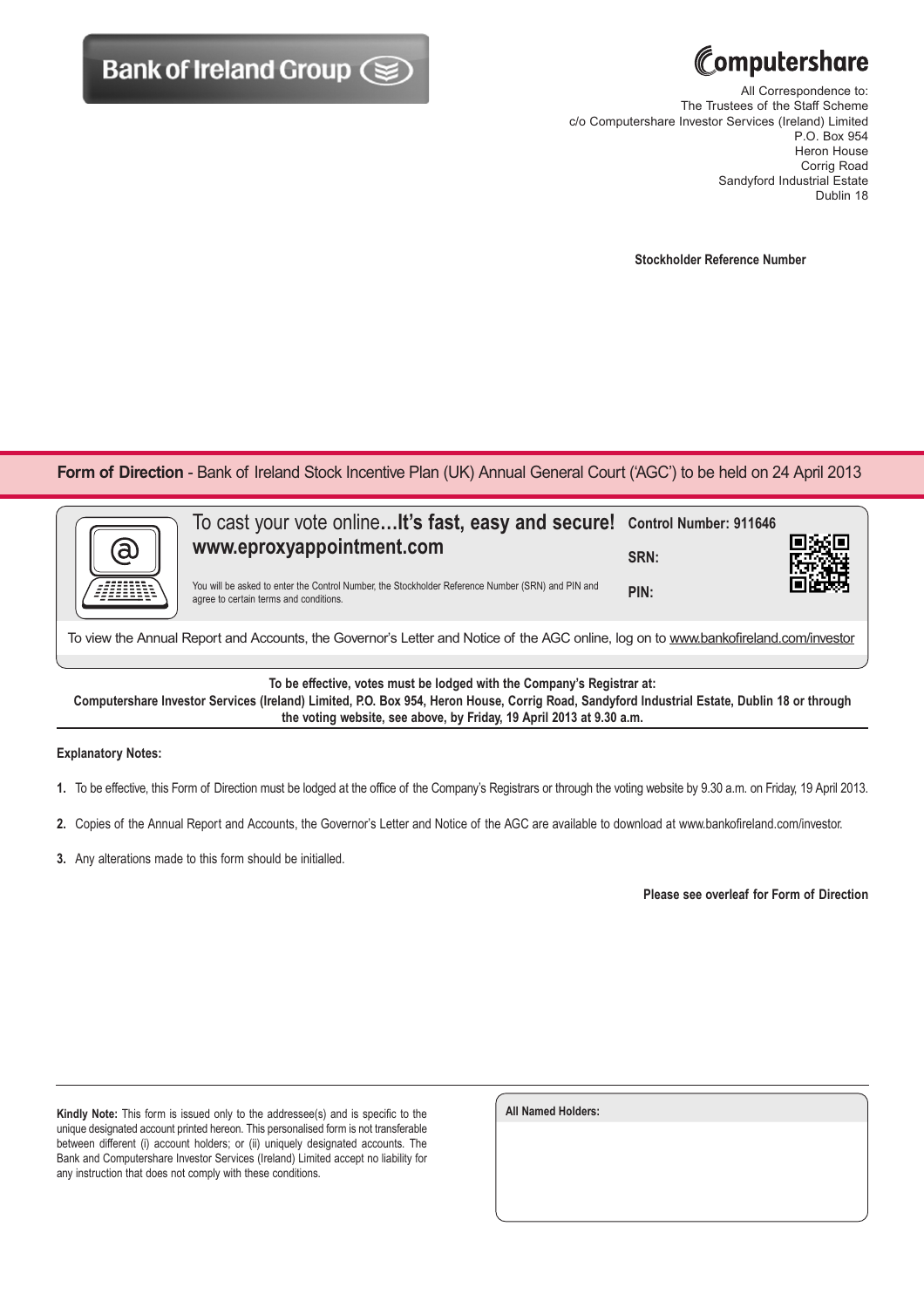Bank of Ireland Group

Computershare

All Correspondence to:
The Trustees of the Staff Scheme
c/o Computershare Investor Services (Ireland) Limited
P.O. Box 954
Heron House
Corrig Road
Sandyford Industrial Estate
Dublin 18

**Stockholder Reference Number**

## **Form of Direction** - Bank of Ireland Stock Incentive Plan (UK) Annual General Court ('AGC') to be held on 24 April 2013

To cast your vote online**...It's fast, easy and secure!**
**www.eproxyappointment.com**

You will be asked to enter the Control Number, the Stockholder Reference Number (SRN) and PIN and agree to certain terms and conditions.

**Control Number: 911646**

**SRN:**

**PIN:**

To view the Annual Report and Accounts, the Governor's Letter and Notice of the AGC online, log on to www.bankofireland.com/investor

**To be effective, votes must be lodged with the Company's Registrar at:**
**Computershare Investor Services (Ireland) Limited, P.O. Box 954, Heron House, Corrig Road, Sandyford Industrial Estate, Dublin 18 or through the voting website, see above, by Friday, 19 April 2013 at 9.30 a.m.**

**Explanatory Notes:**

1. To be effective, this Form of Direction must be lodged at the office of the Company's Registrars or through the voting website by 9.30 a.m. on Friday, 19 April 2013.
2. Copies of the Annual Report and Accounts, the Governor's Letter and Notice of the AGC are available to download at www.bankofireland.com/investor.
3. Any alterations made to this form should be initialled.

**Please see overleaf for Form of Direction**

**Kindly Note:** This form is issued only to the addressee(s) and is specific to the unique designated account printed hereon. This personalised form is not transferable between different (i) account holders; or (ii) uniquely designated accounts. The Bank and Computershare Investor Services (Ireland) Limited accept no liability for any instruction that does not comply with these conditions.

**All Named Holders:**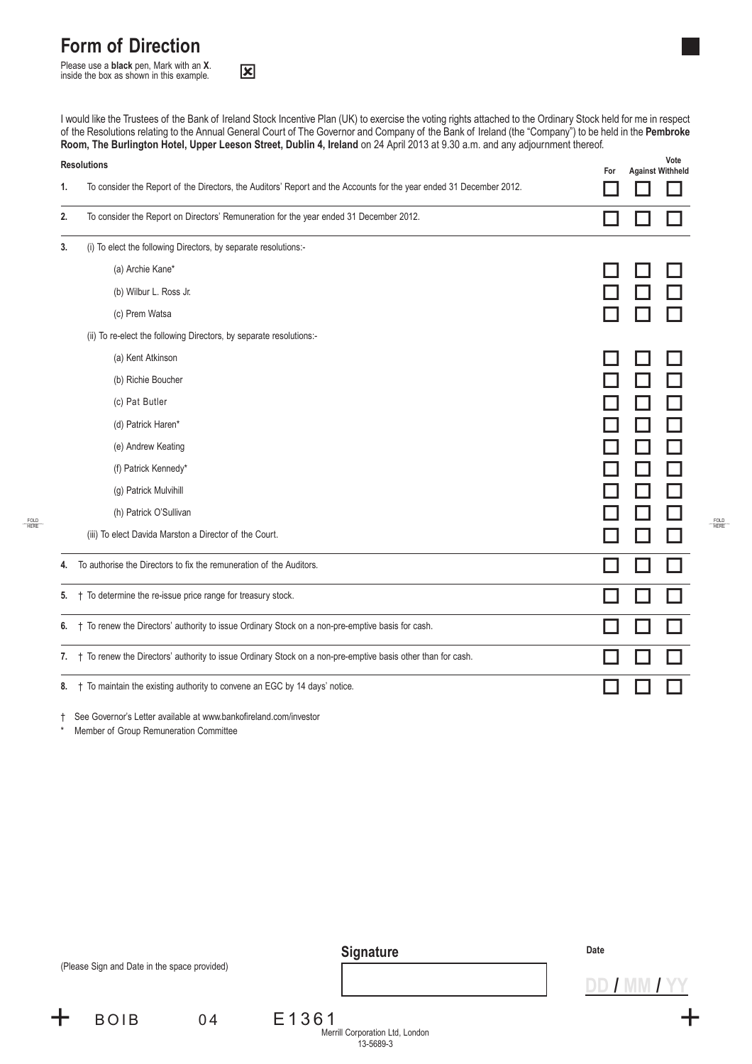# Form of Direction

Please use a **black** pen, Mark with an **X**. inside the box as shown in this example. ☒

I would like the Trustees of the Bank of Ireland Stock Incentive Plan (UK) to exercise the voting rights attached to the Ordinary Stock held for me in respect of the Resolutions relating to the Annual General Court of The Governor and Company of the Bank of Ireland (the "Company") to be held in the **Pembroke Room, The Burlington Hotel, Upper Leeson Street, Dublin 4, Ireland** on 24 April 2013 at 9.30 a.m. and any adjournment thereof.

| Resolutions | | For | Against | Vote Withheld |
|---|---|---|---|---|
| 1. | To consider the Report of the Directors, the Auditors' Report and the Accounts for the year ended 31 December 2012. | ☐ | ☐ | ☐ |
| 2. | To consider the Report on Directors' Remuneration for the year ended 31 December 2012. | ☐ | ☐ | ☐ |
| 3. | (i) To elect the following Directors, by separate resolutions:- | | | |
| | (a) Archie Kane* | ☐ | ☐ | ☐ |
| | (b) Wilbur L. Ross Jr. | ☐ | ☐ | ☐ |
| | (c) Prem Watsa | ☐ | ☐ | ☐ |
| | (ii) To re-elect the following Directors, by separate resolutions:- | | | |
| | (a) Kent Atkinson | ☐ | ☐ | ☐ |
| | (b) Richie Boucher | ☐ | ☐ | ☐ |
| | (c) Pat Butler | ☐ | ☐ | ☐ |
| | (d) Patrick Haren* | ☐ | ☐ | ☐ |
| | (e) Andrew Keating | ☐ | ☐ | ☐ |
| | (f) Patrick Kennedy* | ☐ | ☐ | ☐ |
| | (g) Patrick Mulvihill | ☐ | ☐ | ☐ |
| | (h) Patrick O'Sullivan | ☐ | ☐ | ☐ |
| | (iii) To elect Davida Marston a Director of the Court. | ☐ | ☐ | ☐ |
| 4. | To authorise the Directors to fix the remuneration of the Auditors. | ☐ | ☐ | ☐ |
| 5. | † To determine the re-issue price range for treasury stock. | ☐ | ☐ | ☐ |
| 6. | † To renew the Directors' authority to issue Ordinary Stock on a non-pre-emptive basis for cash. | ☐ | ☐ | ☐ |
| 7. | † To renew the Directors' authority to issue Ordinary Stock on a non-pre-emptive basis other than for cash. | ☐ | ☐ | ☐ |
| 8. | † To maintain the existing authority to convene an EGC by 14 days' notice. | ☐ | ☐ | ☐ |

† See Governor's Letter available at www.bankofireland.com/investor

\* Member of Group Remuneration Committee

(Please Sign and Date in the space provided)

**Signature**

Date

DD / MM / YY

BOIB 04 E1361

Merrill Corporation Ltd, London
13-5689-3